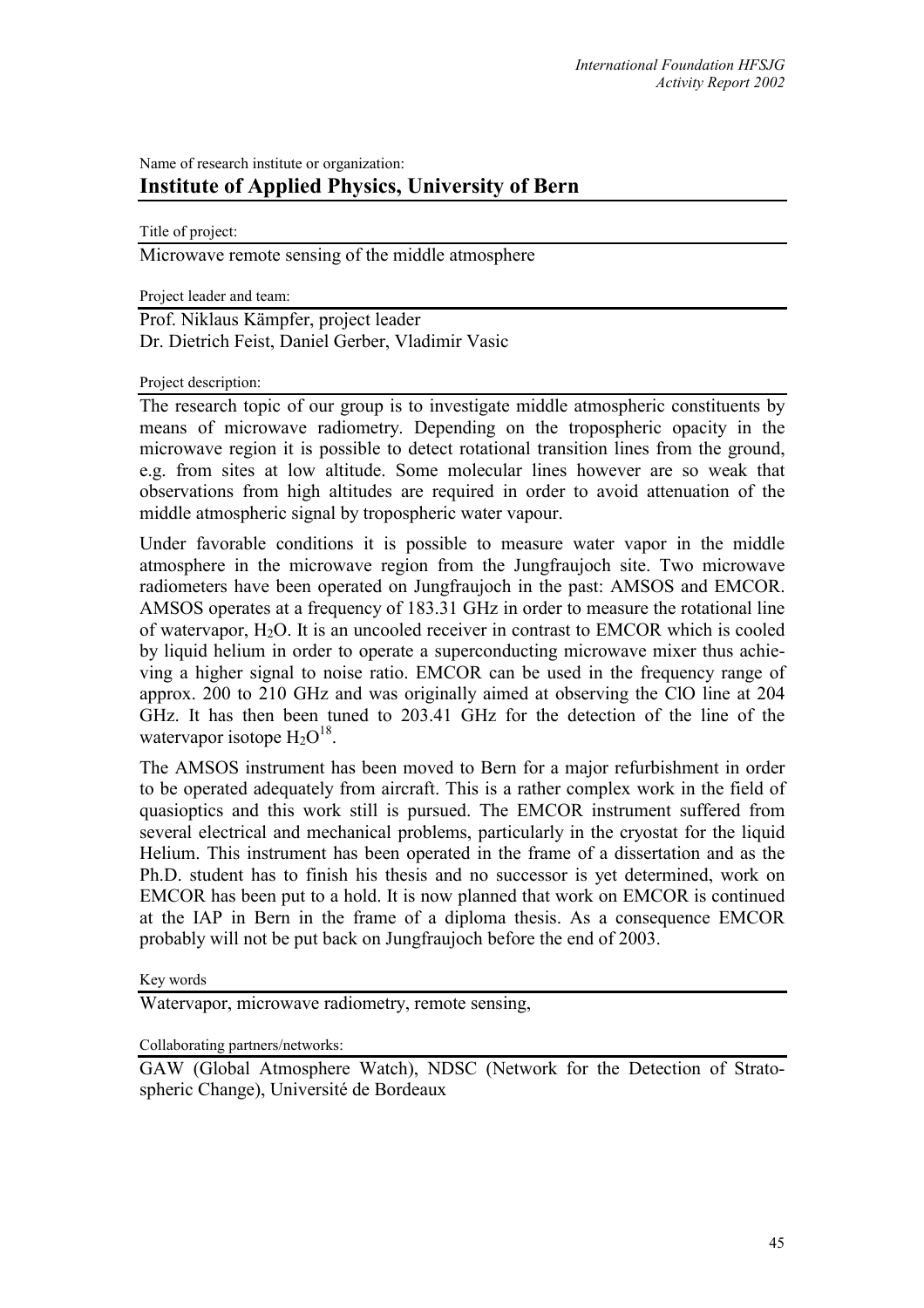Name of research institute or organization:

## Institute of Applied Physics, University of Bern

Title of project:

Microwave remote sensing of the middle atmosphere

Project leader and team:

Prof. Niklaus Kämpfer, project leader
Dr. Dietrich Feist, Daniel Gerber, Vladimir Vasic

Project description:

The research topic of our group is to investigate middle atmospheric constituents by means of microwave radiometry. Depending on the tropospheric opacity in the microwave region it is possible to detect rotational transition lines from the ground, e.g. from sites at low altitude. Some molecular lines however are so weak that observations from high altitudes are required in order to avoid attenuation of the middle atmospheric signal by tropospheric water vapour.

Under favorable conditions it is possible to measure water vapor in the middle atmosphere in the microwave region from the Jungfraujoch site. Two microwave radiometers have been operated on Jungfraujoch in the past: AMSOS and EMCOR. AMSOS operates at a frequency of 183.31 GHz in order to measure the rotational line of watervapor, $H_2O$. It is an uncooled receiver in contrast to EMCOR which is cooled by liquid helium in order to operate a superconducting microwave mixer thus achieving a higher signal to noise ratio. EMCOR can be used in the frequency range of approx. 200 to 210 GHz and was originally aimed at observing the ClO line at 204 GHz. It has then been tuned to 203.41 GHz for the detection of the line of the watervapor isotope $H_2O^{18}$.

The AMSOS instrument has been moved to Bern for a major refurbishment in order to be operated adequately from aircraft. This is a rather complex work in the field of quasioptics and this work still is pursued. The EMCOR instrument suffered from several electrical and mechanical problems, particularly in the cryostat for the liquid Helium. This instrument has been operated in the frame of a dissertation and as the Ph.D. student has to finish his thesis and no successor is yet determined, work on EMCOR has been put to a hold. It is now planned that work on EMCOR is continued at the IAP in Bern in the frame of a diploma thesis. As a consequence EMCOR probably will not be put back on Jungfraujoch before the end of 2003.

Key words

Watervapor, microwave radiometry, remote sensing,

Collaborating partners/networks:

GAW (Global Atmosphere Watch), NDSC (Network for the Detection of Stratospheric Change), Université de Bordeaux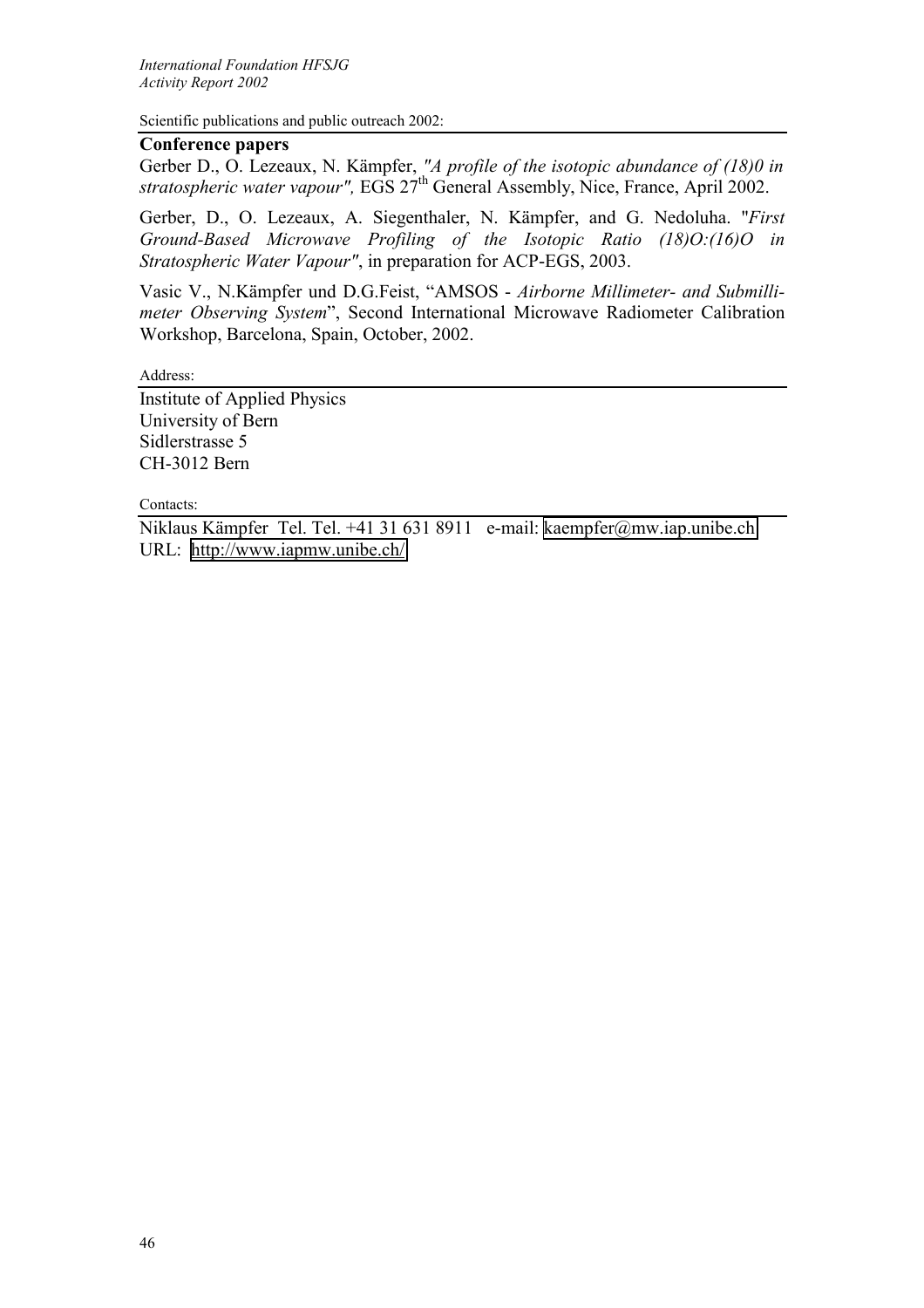Scientific publications and public outreach 2002:

## Conference papers

Gerber D., O. Lezeaux, N. Kämpfer, *"A profile of the isotopic abundance of (18)0 in stratospheric water vapour",* EGS 27th General Assembly, Nice, France, April 2002.

Gerber, D., O. Lezeaux, A. Siegenthaler, N. Kämpfer, and G. Nedoluha. "*First Ground-Based Microwave Profiling of the Isotopic Ratio (18)O:(16)O in Stratospheric Water Vapour"*, in preparation for ACP-EGS, 2003.

Vasic V., N.Kämpfer und D.G.Feist, "AMSOS - *Airborne Millimeter- and Submillimeter Observing System*", Second International Microwave Radiometer Calibration Workshop, Barcelona, Spain, October, 2002.

Address:

Institute of Applied Physics
University of Bern
Sidlerstrasse 5
CH-3012 Bern

Contacts:

Niklaus Kämpfer Tel. Tel. +41 31 631 8911 e-mail: kaempfer@mw.iap.unibe.ch
URL: http://www.iapmw.unibe.ch/